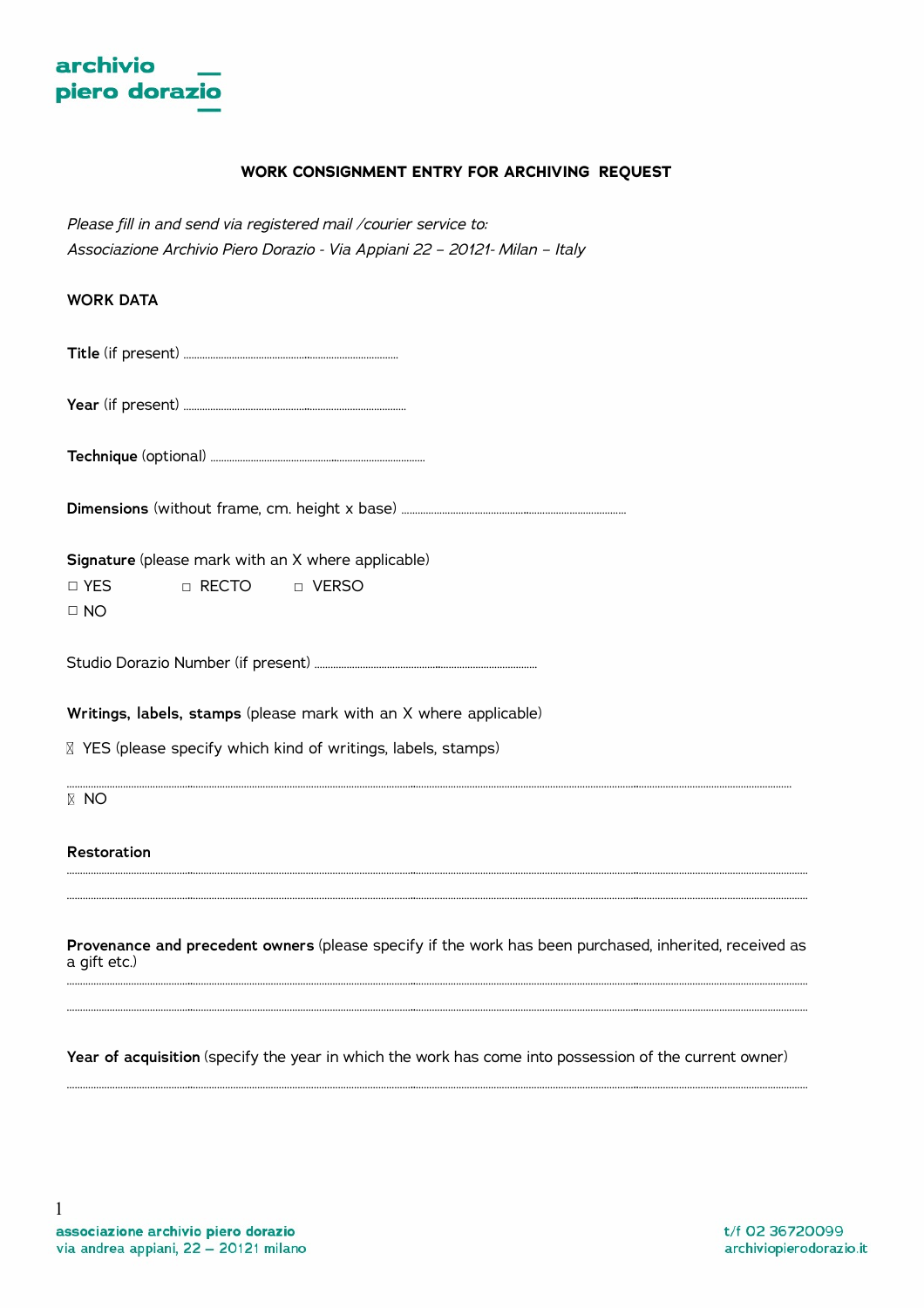**archivio piero dorazio**

## WORK CONSIGNMENT ENTRY FOR ARCHIVING REQUEST

*Please fill in and send via registered mail /courier service to:*
*Associazione Archivio Piero Dorazio - Via Appiani 22 – 20121- Milan – Italy*

### WORK DATA

**Title** (if present) ............................................................................

**Year** (if present) ............................................................................

**Technique** (optional) ............................................................................

**Dimensions** (without frame, cm. height x base) ............................................................................

**Signature** (please mark with an X where applicable)

□ YES  □ RECTO  □ VERSO

□ NO

Studio Dorazio Number (if present) ............................................................................

**Writings, labels, stamps** (please mark with an X where applicable)

□ YES (please specify which kind of writings, labels, stamps)

..........................................................................................................................................................................

□ NO

**Restoration**

..........................................................................................................................................................................

..........................................................................................................................................................................

**Provenance and precedent owners** (please specify if the work has been purchased, inherited, received as a gift etc.)

..........................................................................................................................................................................

..........................................................................................................................................................................

**Year of acquisition** (specify the year in which the work has come into possession of the current owner)

..........................................................................................................................................................................

associazione archivio piero dorazio
via andrea appiani, 22 – 20121 milano

t/f 02 36720099
archiviopierodorazio.it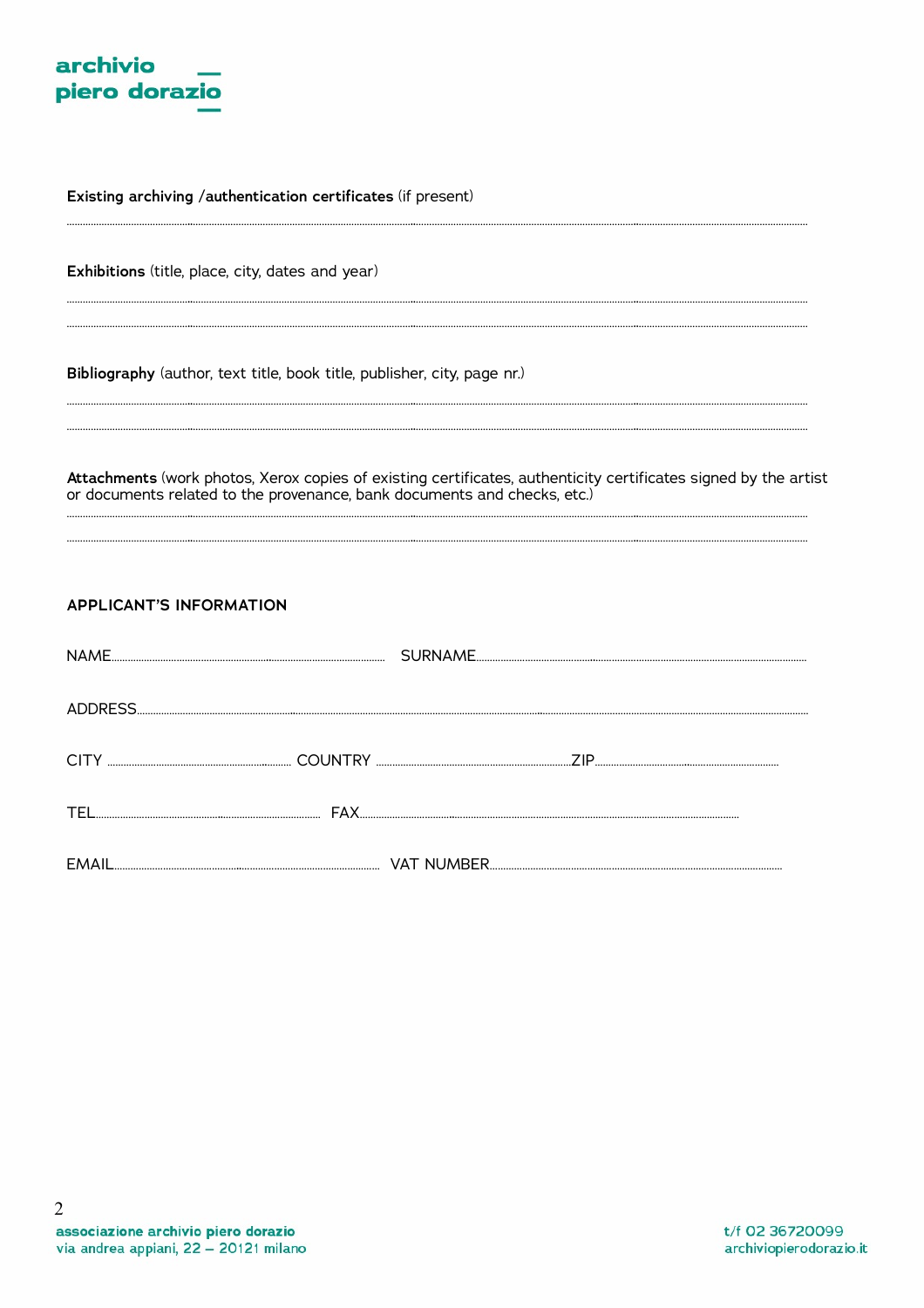**Existing archiving /authentication certificates** (if present)

..........................................................................................................................................................................................

**Exhibitions** (title, place, city, dates and year)

..........................................................................................................................................................................................

..........................................................................................................................................................................................

**Bibliography** (author, text title, book title, publisher, city, page nr.)

..........................................................................................................................................................................................

..........................................................................................................................................................................................

**Attachments** (work photos, Xerox copies of existing certificates, authenticity certificates signed by the artist or documents related to the provenance, bank documents and checks, etc.)

..........................................................................................................................................................................................

..........................................................................................................................................................................................

## APPLICANT'S INFORMATION

NAME.................................................................... SURNAME....................................................................................

ADDRESS..............................................................................................................................................................

CITY ......................................... COUNTRY .................................................ZIP...........................................

TEL.............................................................. FAX......................................................................................

EMAIL..................................................................... VAT NUMBER....................................................................

associazione archivio piero dorazio
via andrea appiani, 22 – 20121 milano

t/f 02 36720099
archiviopierodorazio.it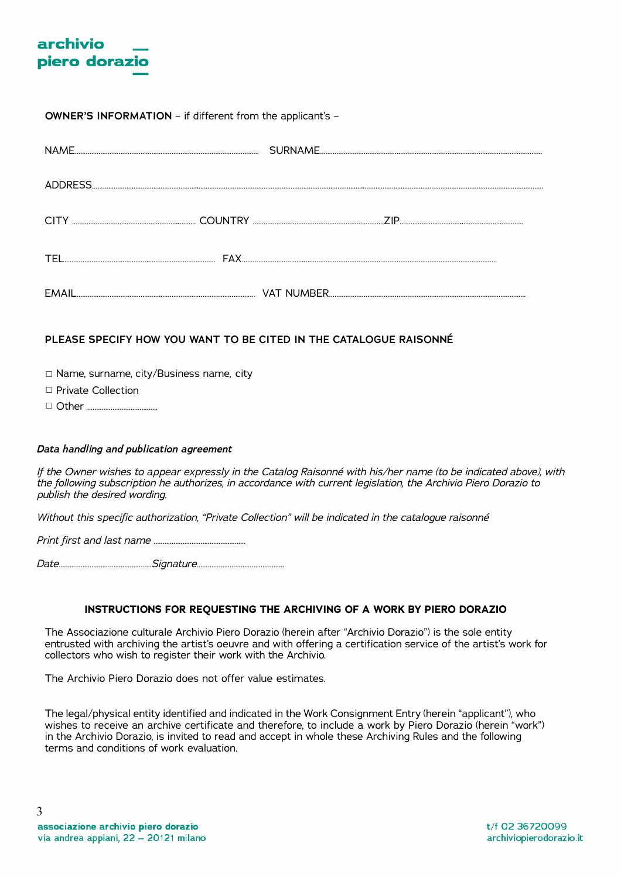**OWNER'S INFORMATION** – if different from the applicant's –

NAME.................................................................... SURNAME....................................................................

ADDRESS....................................................................................................................................................

CITY ........................................ COUNTRY ........................................ZIP........................................

TEL.................................................... FAX....................................................................................

EMAIL.................................................... VAT NUMBER....................................................................

**PLEASE SPECIFY HOW YOU WANT TO BE CITED IN THE CATALOGUE RAISONNÉ**

□ Name, surname, city/Business name, city
□ Private Collection
□ Other ..........................

***Data handling and publication agreement***

*If the Owner wishes to appear expressly in the Catalog Raisonné with his/her name (to be indicated above), with the following subscription he authorizes, in accordance with current legislation, the Archivio Piero Dorazio to publish the desired wording.*

*Without this specific authorization, "Private Collection" will be indicated in the catalogue raisonné*

*Print first and last name ..................................*

*Date..................................Signature..................................*

**INSTRUCTIONS FOR REQUESTING THE ARCHIVING OF A WORK BY PIERO DORAZIO**

The Associazione culturale Archivio Piero Dorazio (herein after "Archivio Dorazio") is the sole entity entrusted with archiving the artist's oeuvre and with offering a certification service of the artist's work for collectors who wish to register their work with the Archivio.

The Archivio Piero Dorazio does not offer value estimates.

The legal/physical entity identified and indicated in the Work Consignment Entry (herein "applicant"), who wishes to receive an archive certificate and therefore, to include a work by Piero Dorazio (herein "work") in the Archivio Dorazio, is invited to read and accept in whole these Archiving Rules and the following terms and conditions of work evaluation.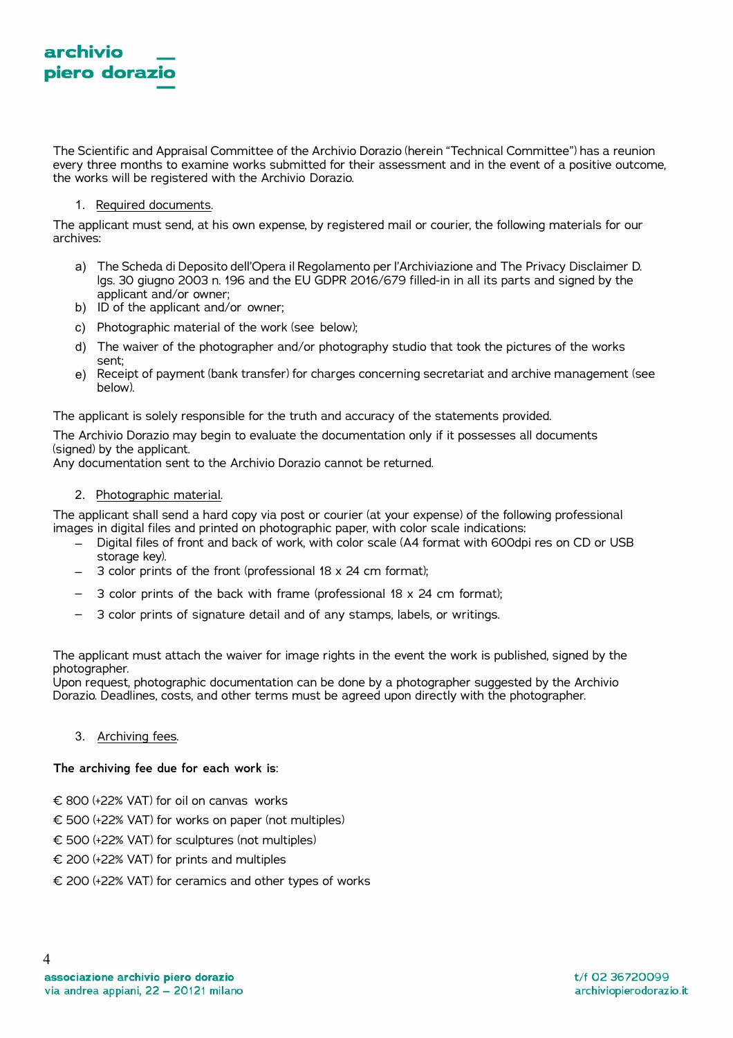The Scientific and Appraisal Committee of the Archivio Dorazio (herein "Technical Committee") has a reunion every three months to examine works submitted for their assessment and in the event of a positive outcome, the works will be registered with the Archivio Dorazio.

1. Required documents.

The applicant must send, at his own expense, by registered mail or courier, the following materials for our archives:

a) The Scheda di Deposito dell'Opera il Regolamento per l'Archiviazione and The Privacy Disclaimer D. lgs. 30 giugno 2003 n. 196 and the EU GDPR 2016/679 filled-in in all its parts and signed by the applicant and/or owner;
b) ID of the applicant and/or owner;
c) Photographic material of the work (see below);
d) The waiver of the photographer and/or photography studio that took the pictures of the works sent;
e) Receipt of payment (bank transfer) for charges concerning secretariat and archive management (see below).

The applicant is solely responsible for the truth and accuracy of the statements provided.

The Archivio Dorazio may begin to evaluate the documentation only if it possesses all documents (signed) by the applicant.
Any documentation sent to the Archivio Dorazio cannot be returned.

2. Photographic material.

The applicant shall send a hard copy via post or courier (at your expense) of the following professional images in digital files and printed on photographic paper, with color scale indications:

- Digital files of front and back of work, with color scale (A4 format with 600dpi res on CD or USB storage key).
- 3 color prints of the front (professional 18 x 24 cm format);
- 3 color prints of the back with frame (professional 18 x 24 cm format);
- 3 color prints of signature detail and of any stamps, labels, or writings.

The applicant must attach the waiver for image rights in the event the work is published, signed by the photographer.
Upon request, photographic documentation can be done by a photographer suggested by the Archivio Dorazio. Deadlines, costs, and other terms must be agreed upon directly with the photographer.

3. Archiving fees.

**The archiving fee due for each work is**:

€ 800 (+22% VAT) for oil on canvas works

€ 500 (+22% VAT) for works on paper (not multiples)

€ 500 (+22% VAT) for sculptures (not multiples)

€ 200 (+22% VAT) for prints and multiples

€ 200 (+22% VAT) for ceramics and other types of works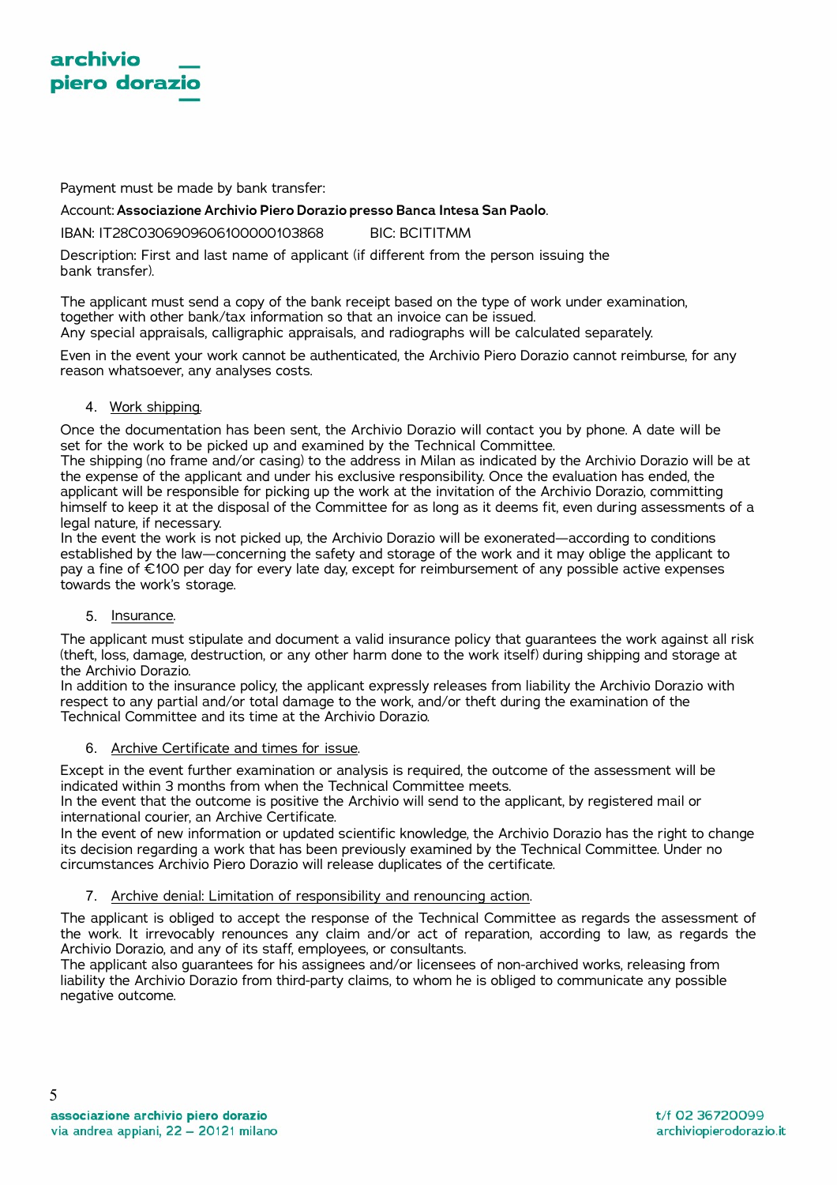Payment must be made by bank transfer:

Account: **Associazione Archivio Piero Dorazio presso Banca Intesa San Paolo**.

IBAN: IT28C0306909606100000103868    BIC: BCITITMM

Description: First and last name of applicant (if different from the person issuing the bank transfer).

The applicant must send a copy of the bank receipt based on the type of work under examination, together with other bank/tax information so that an invoice can be issued.
Any special appraisals, calligraphic appraisals, and radiographs will be calculated separately.

Even in the event your work cannot be authenticated, the Archivio Piero Dorazio cannot reimburse, for any reason whatsoever, any analyses costs.

4. Work shipping.

Once the documentation has been sent, the Archivio Dorazio will contact you by phone. A date will be set for the work to be picked up and examined by the Technical Committee.
The shipping (no frame and/or casing) to the address in Milan as indicated by the Archivio Dorazio will be at the expense of the applicant and under his exclusive responsibility. Once the evaluation has ended, the applicant will be responsible for picking up the work at the invitation of the Archivio Dorazio, committing himself to keep it at the disposal of the Committee for as long as it deems fit, even during assessments of a legal nature, if necessary.
In the event the work is not picked up, the Archivio Dorazio will be exonerated—according to conditions established by the law—concerning the safety and storage of the work and it may oblige the applicant to pay a fine of €100 per day for every late day, except for reimbursement of any possible active expenses towards the work's storage.

5. Insurance.

The applicant must stipulate and document a valid insurance policy that guarantees the work against all risk (theft, loss, damage, destruction, or any other harm done to the work itself) during shipping and storage at the Archivio Dorazio.
In addition to the insurance policy, the applicant expressly releases from liability the Archivio Dorazio with respect to any partial and/or total damage to the work, and/or theft during the examination of the Technical Committee and its time at the Archivio Dorazio.

6. Archive Certificate and times for issue.

Except in the event further examination or analysis is required, the outcome of the assessment will be indicated within 3 months from when the Technical Committee meets.
In the event that the outcome is positive the Archivio will send to the applicant, by registered mail or international courier, an Archive Certificate.
In the event of new information or updated scientific knowledge, the Archivio Dorazio has the right to change its decision regarding a work that has been previously examined by the Technical Committee. Under no circumstances Archivio Piero Dorazio will release duplicates of the certificate.

7. Archive denial: Limitation of responsibility and renouncing action.

The applicant is obliged to accept the response of the Technical Committee as regards the assessment of the work. It irrevocably renounces any claim and/or act of reparation, according to law, as regards the Archivio Dorazio, and any of its staff, employees, or consultants.
The applicant also guarantees for his assignees and/or licensees of non-archived works, releasing from liability the Archivio Dorazio from third-party claims, to whom he is obliged to communicate any possible negative outcome.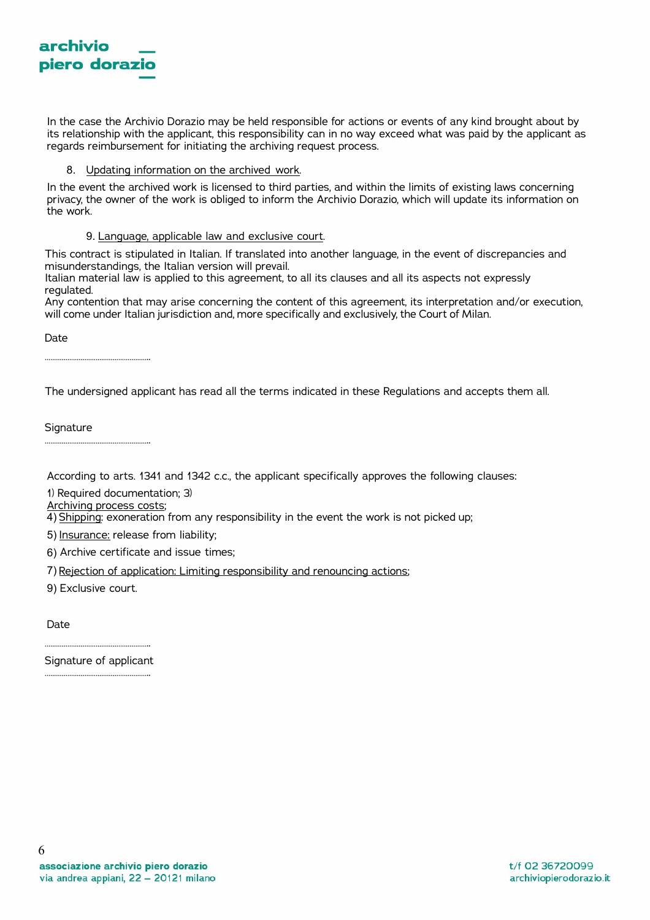In the case the Archivio Dorazio may be held responsible for actions or events of any kind brought about by its relationship with the applicant, this responsibility can in no way exceed what was paid by the applicant as regards reimbursement for initiating the archiving request process.

8. Updating information on the archived work.

In the event the archived work is licensed to third parties, and within the limits of existing laws concerning privacy, the owner of the work is obliged to inform the Archivio Dorazio, which will update its information on the work.

9. Language, applicable law and exclusive court.

This contract is stipulated in Italian. If translated into another language, in the event of discrepancies and misunderstandings, the Italian version will prevail.
Italian material law is applied to this agreement, to all its clauses and all its aspects not expressly regulated.
Any contention that may arise concerning the content of this agreement, its interpretation and/or execution, will come under Italian jurisdiction and, more specifically and exclusively, the Court of Milan.

Date

.......................................................

The undersigned applicant has read all the terms indicated in these Regulations and accepts them all.

Signature

.......................................................

According to arts. 1341 and 1342 c.c., the applicant specifically approves the following clauses:

1) Required documentation; 3) Archiving process costs;

4) Shipping: exoneration from any responsibility in the event the work is not picked up;

5) Insurance: release from liability;

6) Archive certificate and issue times;

7) Rejection of application: Limiting responsibility and renouncing actions;

9) Exclusive court.

Date

.......................................................

Signature of applicant

.......................................................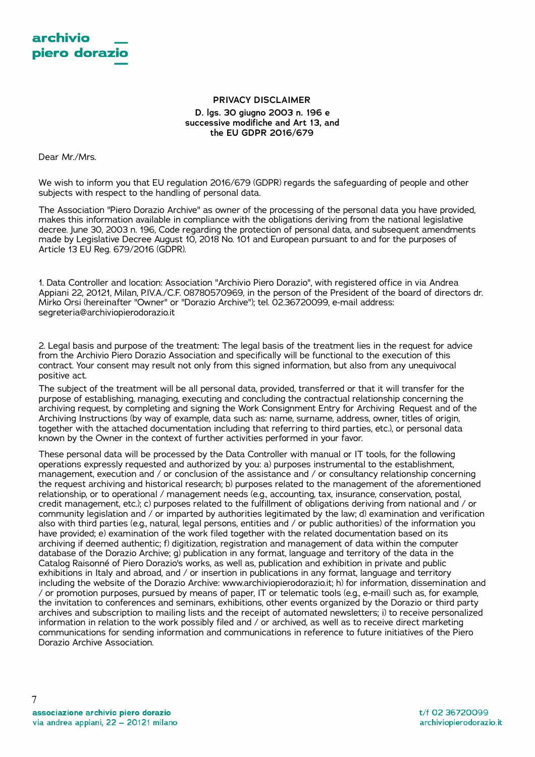**PRIVACY DISCLAIMER**
**D. lgs. 30 giugno 2003 n. 196 e successive modifiche and Art 13, and the EU GDPR 2016/679**

Dear Mr./Mrs.

We wish to inform you that EU regulation 2016/679 (GDPR) regards the safeguarding of people and other subjects with respect to the handling of personal data.

The Association "Piero Dorazio Archive" as owner of the processing of the personal data you have provided, makes this information available in compliance with the obligations deriving from the national legislative decree. June 30, 2003 n. 196, Code regarding the protection of personal data, and subsequent amendments made by Legislative Decree August 10, 2018 No. 101 and European pursuant to and for the purposes of Article 13 EU Reg. 679/2016 (GDPR).

1. Data Controller and location: Association "Archivio Piero Dorazio", with registered office in via Andrea Appiani 22, 20121, Milan, P.IV.A./C.F. 08780570969, in the person of the President of the board of directors dr. Mirko Orsi (hereinafter "Owner" or "Dorazio Archive"); tel. 02.36720099, e-mail address: segreteria@archiviopierodorazio.it

2. Legal basis and purpose of the treatment: The legal basis of the treatment lies in the request for advice from the Archivio Piero Dorazio Association and specifically will be functional to the execution of this contract. Your consent may result not only from this signed information, but also from any unequivocal positive act.

The subject of the treatment will be all personal data, provided, transferred or that it will transfer for the purpose of establishing, managing, executing and concluding the contractual relationship concerning the archiving request, by completing and signing the Work Consignment Entry for Archiving Request and of the Archiving Instructions (by way of example, data such as: name, surname, address, owner, titles of origin, together with the attached documentation including that referring to third parties, etc.), or personal data known by the Owner in the context of further activities performed in your favor.

These personal data will be processed by the Data Controller with manual or IT tools, for the following operations expressly requested and authorized by you: a) purposes instrumental to the establishment, management, execution and / or conclusion of the assistance and / or consultancy relationship concerning the request archiving and historical research; b) purposes related to the management of the aforementioned relationship, or to operational / management needs (e.g., accounting, tax, insurance, conservation, postal, credit management, etc.); c) purposes related to the fulfillment of obligations deriving from national and / or community legislation and / or imparted by authorities legitimated by the law; d) examination and verification also with third parties (e.g., natural, legal persons, entities and / or public authorities) of the information you have provided; e) examination of the work filed together with the related documentation based on its archiving if deemed authentic; f) digitization, registration and management of data within the computer database of the Dorazio Archive; g) publication in any format, language and territory of the data in the Catalog Raisonné of Piero Dorazio's works, as well as, publication and exhibition in private and public exhibitions in Italy and abroad, and / or insertion in publications in any format, language and territory including the website of the Dorazio Archive: www.archiviopierodorazio.it; h) for information, dissemination and / or promotion purposes, pursued by means of paper, IT or telematic tools (e.g., e-mail) such as, for example, the invitation to conferences and seminars, exhibitions, other events organized by the Dorazio or third party archives and subscription to mailing lists and the receipt of automated newsletters; i) to receive personalized information in relation to the work possibly filed and / or archived, as well as to receive direct marketing communications for sending information and communications in reference to future initiatives of the Piero Dorazio Archive Association.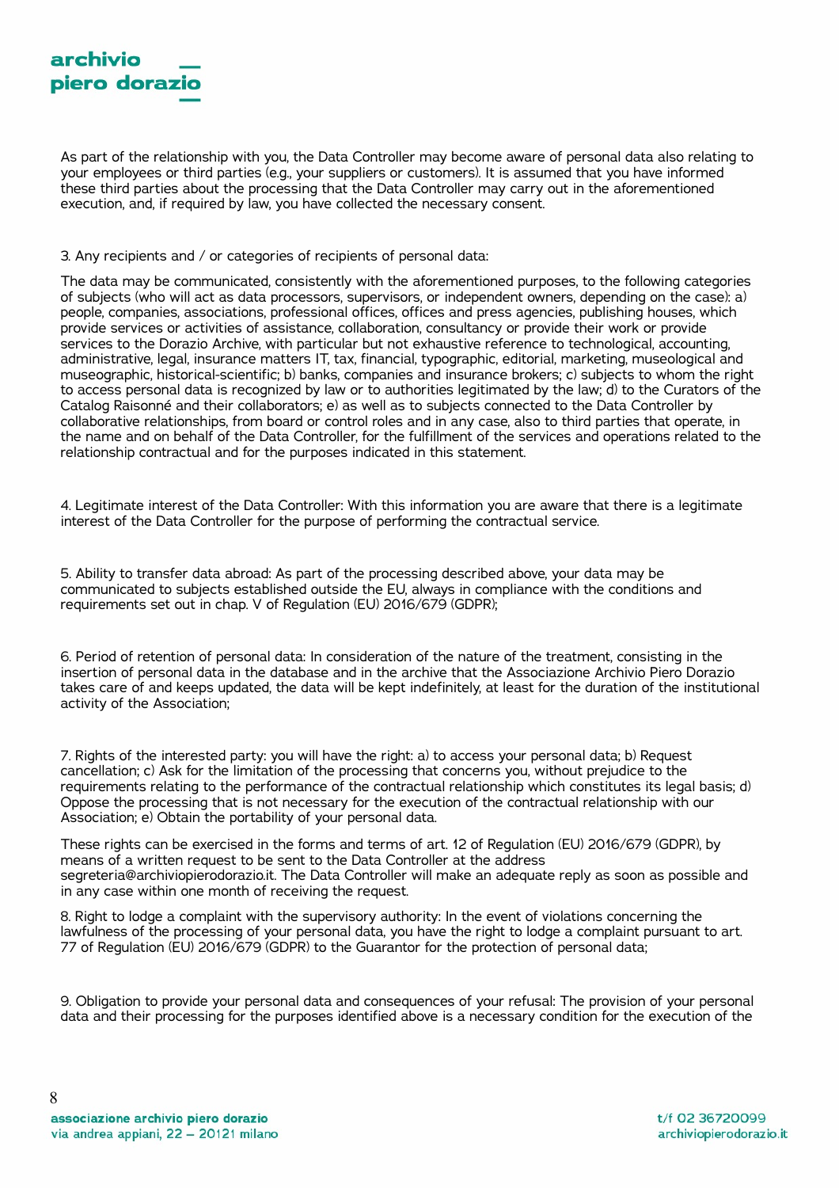As part of the relationship with you, the Data Controller may become aware of personal data also relating to your employees or third parties (e.g., your suppliers or customers). It is assumed that you have informed these third parties about the processing that the Data Controller may carry out in the aforementioned execution, and, if required by law, you have collected the necessary consent.

3. Any recipients and / or categories of recipients of personal data:

The data may be communicated, consistently with the aforementioned purposes, to the following categories of subjects (who will act as data processors, supervisors, or independent owners, depending on the case): a) people, companies, associations, professional offices, offices and press agencies, publishing houses, which provide services or activities of assistance, collaboration, consultancy or provide their work or provide services to the Dorazio Archive, with particular but not exhaustive reference to technological, accounting, administrative, legal, insurance matters IT, tax, financial, typographic, editorial, marketing, museological and museographic, historical-scientific; b) banks, companies and insurance brokers; c) subjects to whom the right to access personal data is recognized by law or to authorities legitimated by the law; d) to the Curators of the Catalog Raisonné and their collaborators; e) as well as to subjects connected to the Data Controller by collaborative relationships, from board or control roles and in any case, also to third parties that operate, in the name and on behalf of the Data Controller, for the fulfillment of the services and operations related to the relationship contractual and for the purposes indicated in this statement.

4. Legitimate interest of the Data Controller: With this information you are aware that there is a legitimate interest of the Data Controller for the purpose of performing the contractual service.

5. Ability to transfer data abroad: As part of the processing described above, your data may be communicated to subjects established outside the EU, always in compliance with the conditions and requirements set out in chap. V of Regulation (EU) 2016/679 (GDPR);

6. Period of retention of personal data: In consideration of the nature of the treatment, consisting in the insertion of personal data in the database and in the archive that the Associazione Archivio Piero Dorazio takes care of and keeps updated, the data will be kept indefinitely, at least for the duration of the institutional activity of the Association;

7. Rights of the interested party: you will have the right: a) to access your personal data; b) Request cancellation; c) Ask for the limitation of the processing that concerns you, without prejudice to the requirements relating to the performance of the contractual relationship which constitutes its legal basis; d) Oppose the processing that is not necessary for the execution of the contractual relationship with our Association; e) Obtain the portability of your personal data.

These rights can be exercised in the forms and terms of art. 12 of Regulation (EU) 2016/679 (GDPR), by means of a written request to be sent to the Data Controller at the address segreteria@archiviopierodorazio.it. The Data Controller will make an adequate reply as soon as possible and in any case within one month of receiving the request.

8. Right to lodge a complaint with the supervisory authority: In the event of violations concerning the lawfulness of the processing of your personal data, you have the right to lodge a complaint pursuant to art. 77 of Regulation (EU) 2016/679 (GDPR) to the Guarantor for the protection of personal data;

9. Obligation to provide your personal data and consequences of your refusal: The provision of your personal data and their processing for the purposes identified above is a necessary condition for the execution of the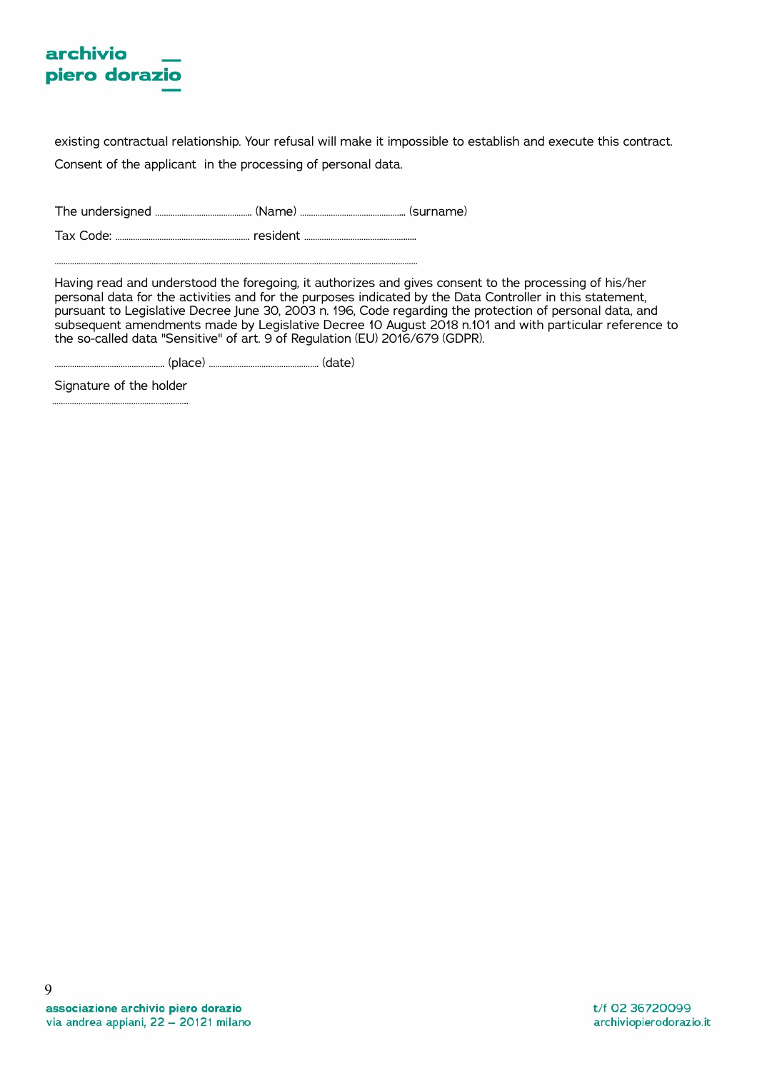existing contractual relationship. Your refusal will make it impossible to establish and execute this contract.

Consent of the applicant in the processing of personal data.

The undersigned ............................................ (Name) ................................................ (surname)

Tax Code: ............................................................. resident ...................................................

...............................................................................................................................................................

Having read and understood the foregoing, it authorizes and gives consent to the processing of his/her personal data for the activities and for the purposes indicated by the Data Controller in this statement, pursuant to Legislative Decree June 30, 2003 n. 196, Code regarding the protection of personal data, and subsequent amendments made by Legislative Decree 10 August 2018 n.101 and with particular reference to the so-called data "Sensitive" of art. 9 of Regulation (EU) 2016/679 (GDPR).

.................................................. (place) .................................................. (date)

Signature of the holder

..............................................................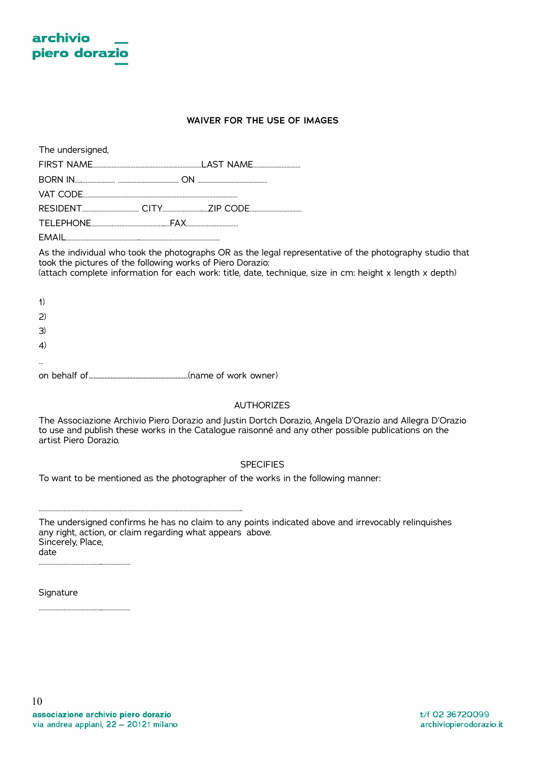archivio
piero dorazio

# WAIVER FOR THE USE OF IMAGES

The undersigned,

FIRST NAME..........................................................LAST NAME...............................

BORN IN........................... ....................................... ON ..............................................

VAT CODE..........................................................................................................

RESIDENT.................................... CITY.............................ZIP CODE.................................

TELEPHONE..................................................FAX.................................

EMAIL.....................................................................................................

As the individual who took the photographs OR as the legal representative of the photography studio that took the pictures of the following works of Piero Dorazio:
(attach complete information for each work: title, date, technique, size in cm: height x length x depth)

1)

2)

3)

4)

...

on behalf of ..............................................................(name of work owner)

AUTHORIZES

The Associazione Archivio Piero Dorazio and Justin Dortch Dorazio, Angela D'Orazio and Allegra D'Orazio to use and publish these works in the Catalogue raisonné and any other possible publications on the artist Piero Dorazio.

SPECIFIES

To want to be mentioned as the photographer of the works in the following manner:

..........................................................................................................................

The undersigned confirms he has no claim to any points indicated above and irrevocably relinquishes any right, action, or claim regarding what appears above.
Sincerely, Place,
date
..............................................................

Signature

..............................................................

associazione archivio piero dorazio
via andrea appiani, 22 – 20121 milano

t/f 02 36720099
archiviopierodorazio.it